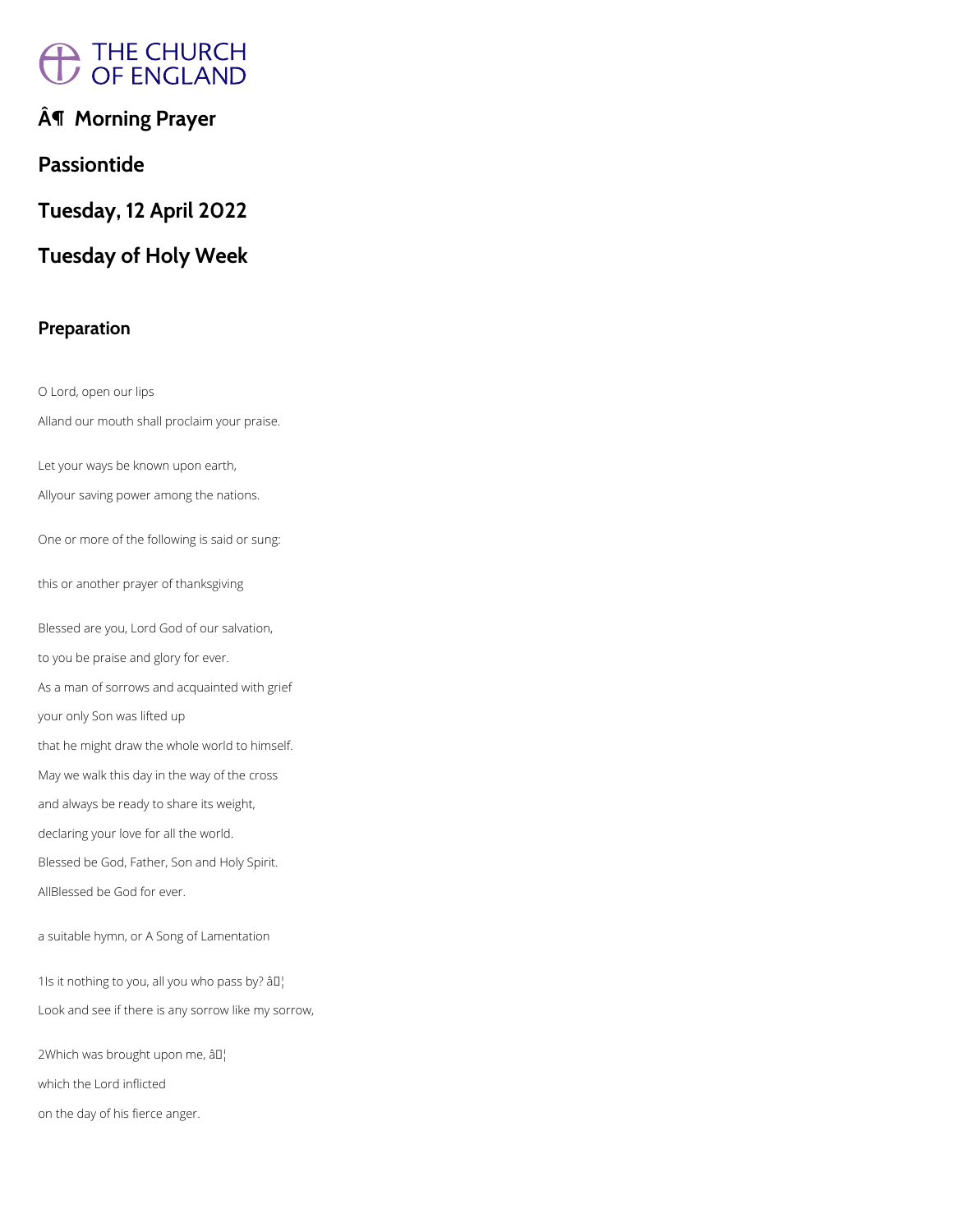# Â¶ Morning Prayer

## Passiontide

## Tuesday, 12 April 2022

## Tuesday of Holy Week

### Preparation

O Lord, open our lips

Alland our mouth shall proclaim your praise.

Let your ways be known upon earth,

Allyour saving power among the nations.

One or more of the following is said or sung:

this or another prayer of thanksgiving

Blessed are you, Lord God of our salvation,

to you be praise and glory for ever.

As a man of sorrows and acquainted with grief

your only Son was lifted up

that he might draw the whole world to himself.

May we walk this day in the way of the cross

and always be ready to share its weight,

declaring your love for all the world.

Blessed be God, Father, Son and Holy Spirit.

AllBlessed be God for ever.

a suitable hymn, or A Song of Lamentation

1Is it nothing to you, all you who pass by? â¦

Look and see if there is any sorrow like my sorrow,

2Which was brought upon me, â¦

which the Lord inflicted

on the day of his fierce anger.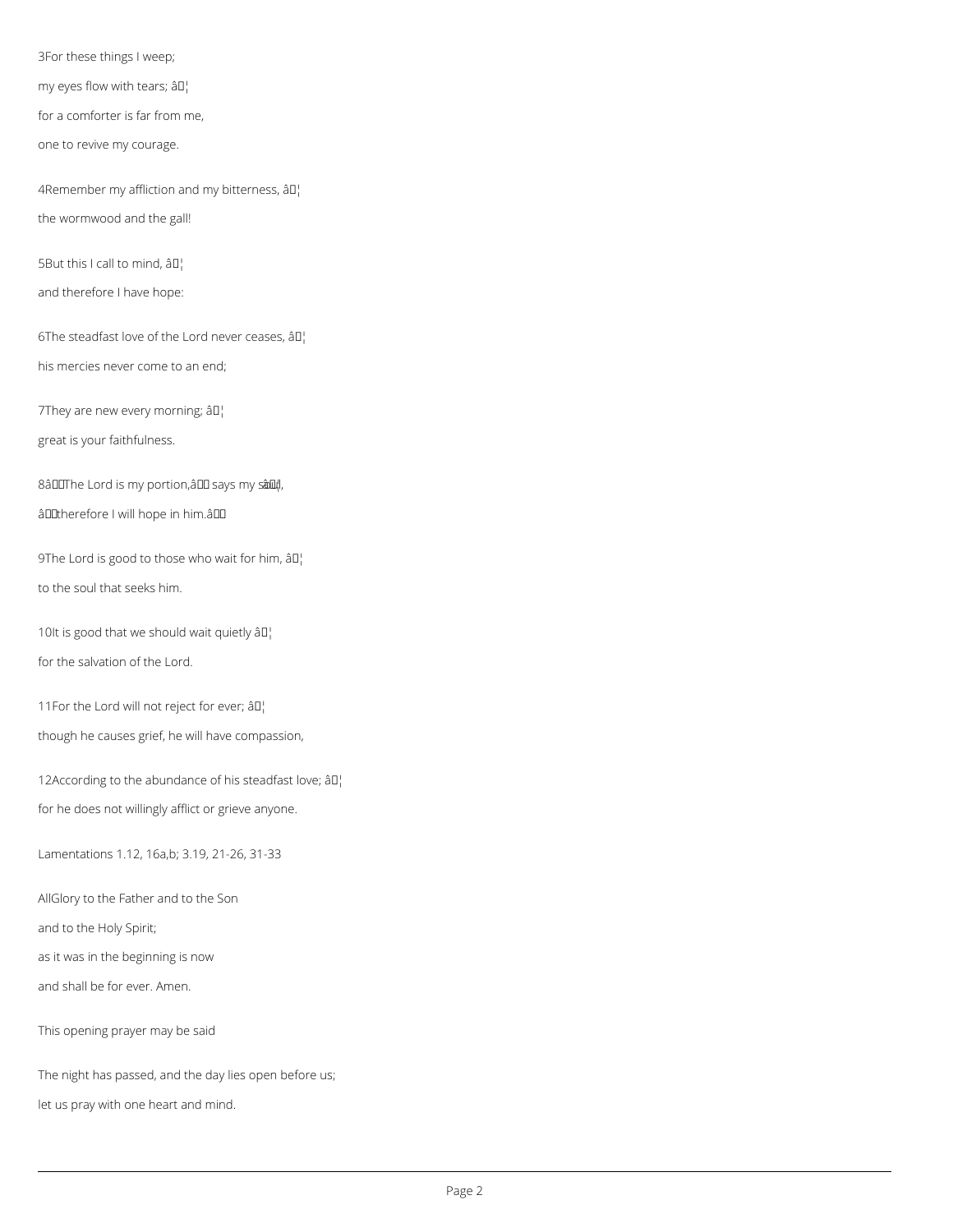3For these things I weep;

my eyes flow with tears; â¦

for a comforter is far from me,

one to revive my courage.

4Remember my affliction and my bitterness, â¦

the wormwood and the gall!

5But this I call to mind, â¦

and therefore I have hope:

6The steadfast love of the Lord never ceases, â¦

his mercies never come to an end;

7They are new every morning; â¦

great is your faithfulness.

8âThe Lord is my portion,â says my soul, â¦

âtherefore I will hope in him.â

9The Lord is good to those who wait for him, â¦

to the soul that seeks him.

10It is good that we should wait quietly â¦

for the salvation of the Lord.

11For the Lord will not reject for ever; â¦

though he causes grief, he will have compassion,

12According to the abundance of his steadfast love; â¦

for he does not willingly afflict or grieve anyone.

Lamentations 1.12, 16a,b; 3.19, 21-26, 31-33

AllGlory to the Father and to the Son

and to the Holy Spirit;

as it was in the beginning is now

and shall be for ever. Amen.

This opening prayer may be said

The night has passed, and the day lies open before us;

let us pray with one heart and mind.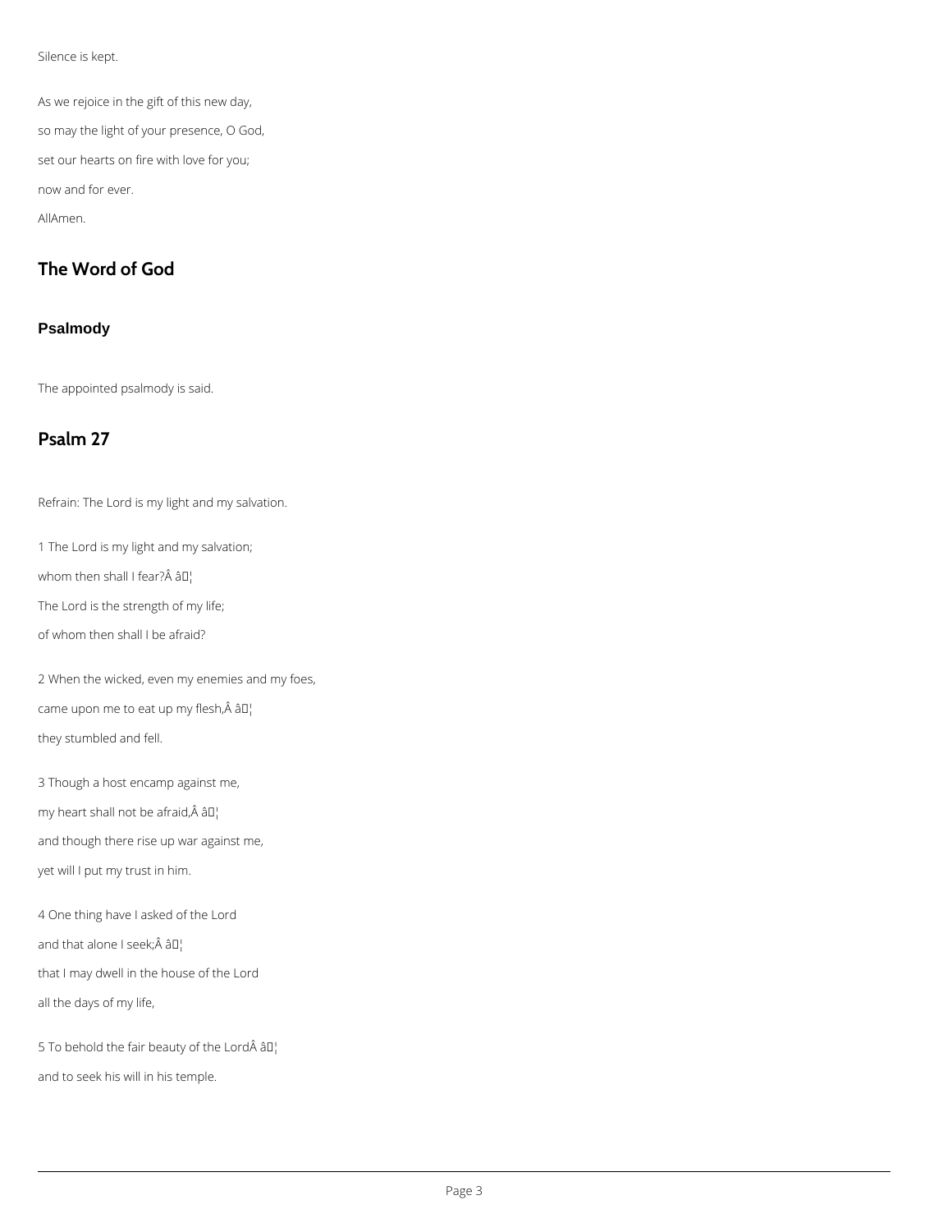Silence is kept.

As we rejoice in the gift of this new day,

so may the light of your presence, O God,

set our hearts on fire with love for you;

now and for ever.

AllAmen.

## The Word of God

### Psalmody

The appointed psalmody is said.

## Psalm 27

Refrain: The Lord is my light and my salvation.

1 The Lord is my light and my salvation;

whom then shall I fear?Â â¦

The Lord is the strength of my life;

of whom then shall I be afraid?

2 When the wicked, even my enemies and my foes,

came upon me to eat up my flesh,Â â¦

they stumbled and fell.

3 Though a host encamp against me,

my heart shall not be afraid,Â â¦

and though there rise up war against me,

yet will I put my trust in him.

4 One thing have I asked of the Lord

and that alone I seek;Â â¦

that I may dwell in the house of the Lord

all the days of my life,

5 To behold the fair beauty of the LordÂ â¦

and to seek his will in his temple.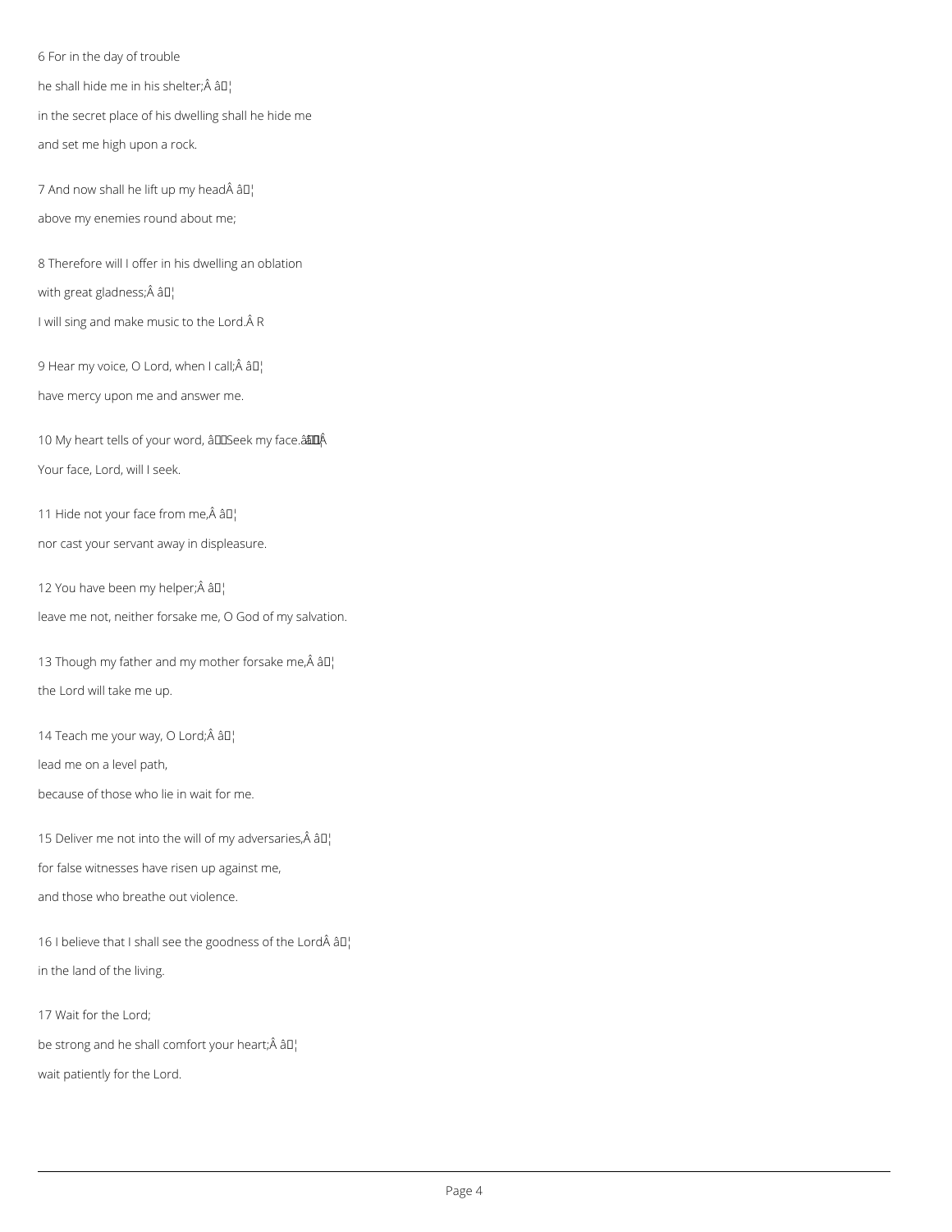6 For in the day of trouble

he shall hide me in his shelter;Â â¦

in the secret place of his dwelling shall he hide me

and set me high upon a rock.

7 And now shall he lift up my headÂ â¦

above my enemies round about me;

8 Therefore will I offer in his dwelling an oblation

with great gladness;Â â¦

I will sing and make music to the Lord.Â R

9 Hear my voice, O Lord, when I call;Â â¦

have mercy upon me and answer me.

10 My heart tells of your word, â€œSeek my face.â€Â

Your face, Lord, will I seek.

11 Hide not your face from me,Â â¦

nor cast your servant away in displeasure.

12 You have been my helper;Â â¦

leave me not, neither forsake me, O God of my salvation.

13 Though my father and my mother forsake me,Â â¦

the Lord will take me up.

14 Teach me your way, O Lord;Â â¦

lead me on a level path,

because of those who lie in wait for me.

15 Deliver me not into the will of my adversaries,Â â¦

for false witnesses have risen up against me,

and those who breathe out violence.

16 I believe that I shall see the goodness of the LordÂ â¦

in the land of the living.

17 Wait for the Lord;

be strong and he shall comfort your heart;Â â¦

wait patiently for the Lord.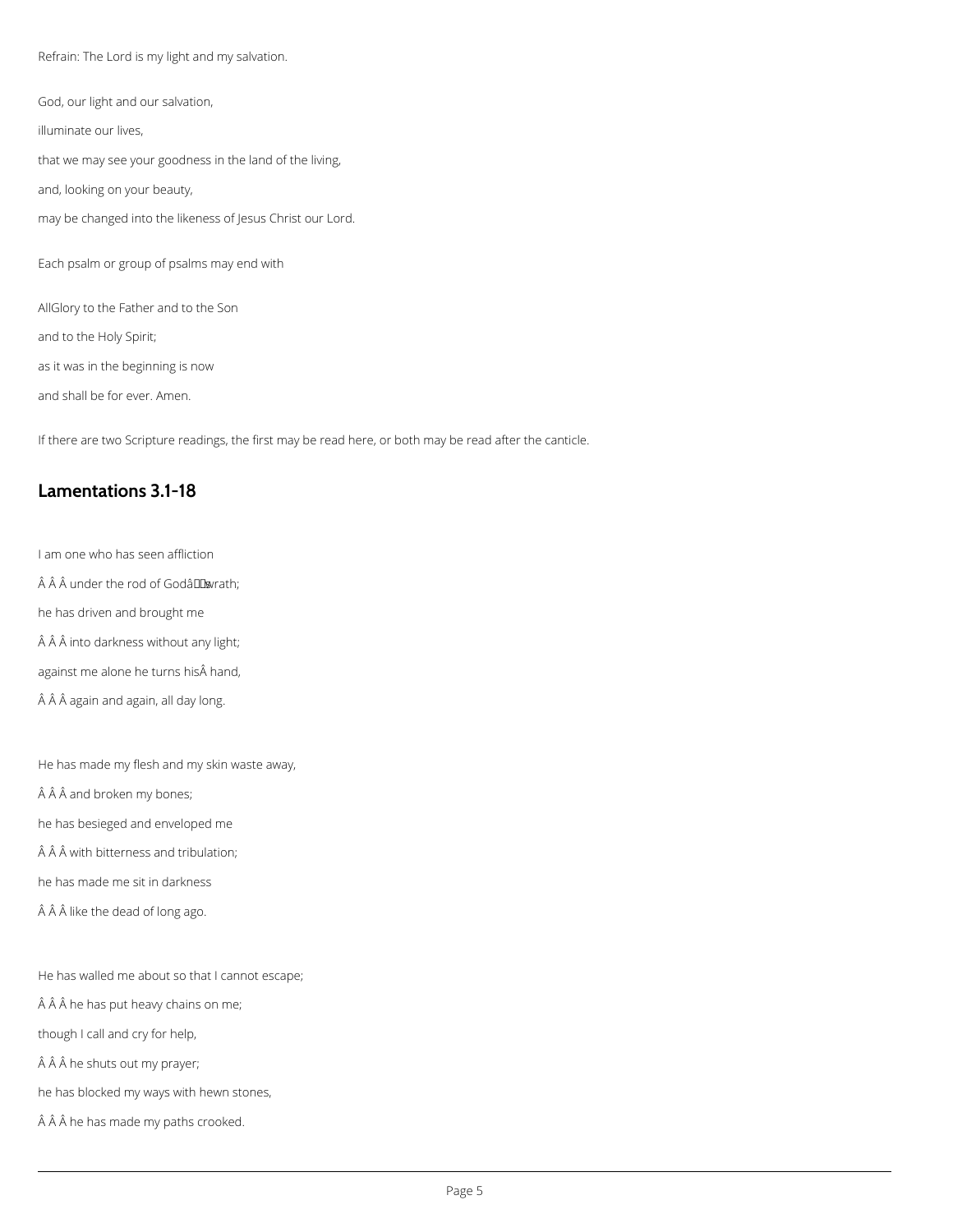Refrain: The Lord is my light and my salvation.

God, our light and our salvation,

illuminate our lives,

that we may see your goodness in the land of the living,

and, looking on your beauty,

may be changed into the likeness of Jesus Christ our Lord.

Each psalm or group of psalms may end with

AllGlory to the Father and to the Son

and to the Holy Spirit;

as it was in the beginning is now

and shall be for ever. Amen.

If there are two Scripture readings, the first may be read here, or both may be read after the canticle.

## Lamentations 3.1-18

I am one who has seen affliction

Â Â Â under the rod of Godâs wrath;

he has driven and brought me

Â Â Â into darkness without any light;

against me alone he turns hisÂ hand,

Â Â Â again and again, all day long.

He has made my flesh and my skin waste away,

Â Â Â and broken my bones;

he has besieged and enveloped me

Â Â Â with bitterness and tribulation;

he has made me sit in darkness

Â Â Â like the dead of long ago.

He has walled me about so that I cannot escape;

Â Â Â he has put heavy chains on me;

though I call and cry for help,

Â Â Â he shuts out my prayer;

he has blocked my ways with hewn stones,

Â Â Â he has made my paths crooked.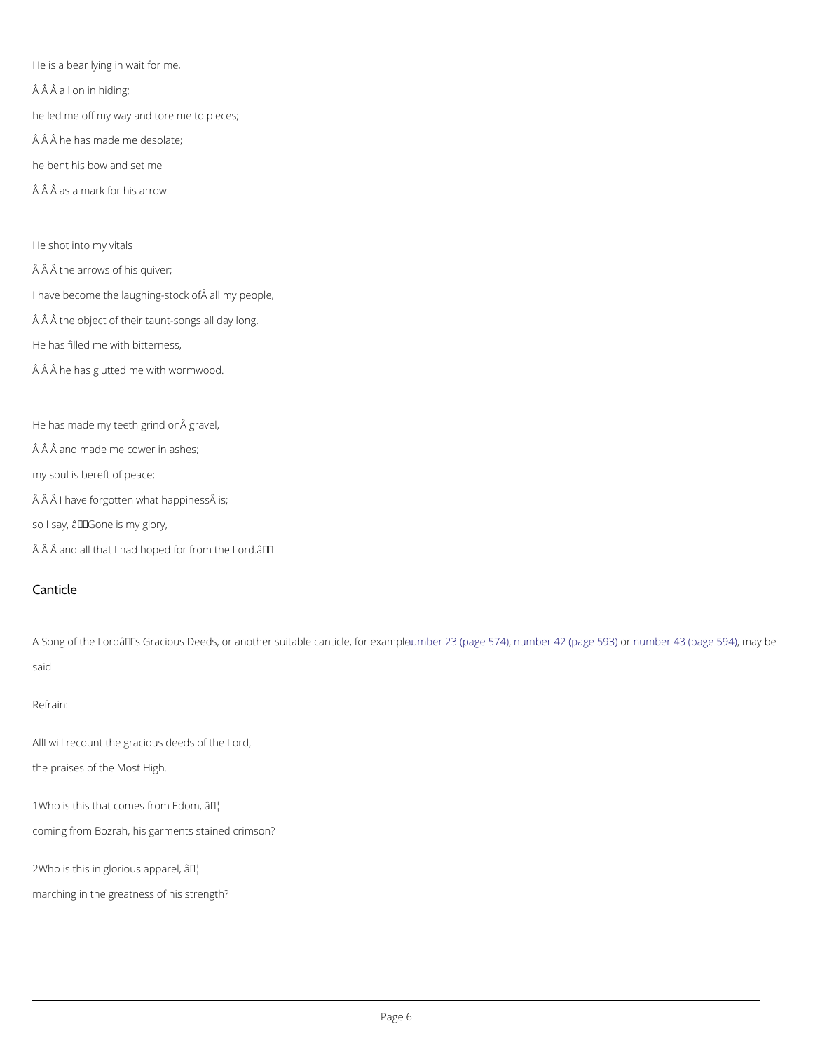He is a bear lying in wait for me,

a lion in hiding;

he led me off my way and tore me to pieces;

he has made me desolate;

he bent his bow and set me

as a mark for his arrow.

He shot into my vitals

the arrows of his quiver;

I have become the laughing-stock of all my people,

the object of their taunt-songs all day long.

He has filled me with bitterness,

he has glutted me with wormwood.

He has made my teeth grind on gravel,

and made me cower in ashes;

my soul is bereft of peace;

I have forgotten what happiness is;

so I say, 'Gone is my glory,

and all that I had hoped for from the Lord.'

## Canticle

A Song of the Lord's Gracious Deeds, or another suitable canticle, for example, number 23 (page 574), number 42 (page 593) or number 43 (page 594), may be said

Refrain:

All I will recount the gracious deeds of the Lord,

the praises of the Most High.

1 Who is this that comes from Edom, …

coming from Bozrah, his garments stained crimson?

2 Who is this in glorious apparel, …

marching in the greatness of his strength?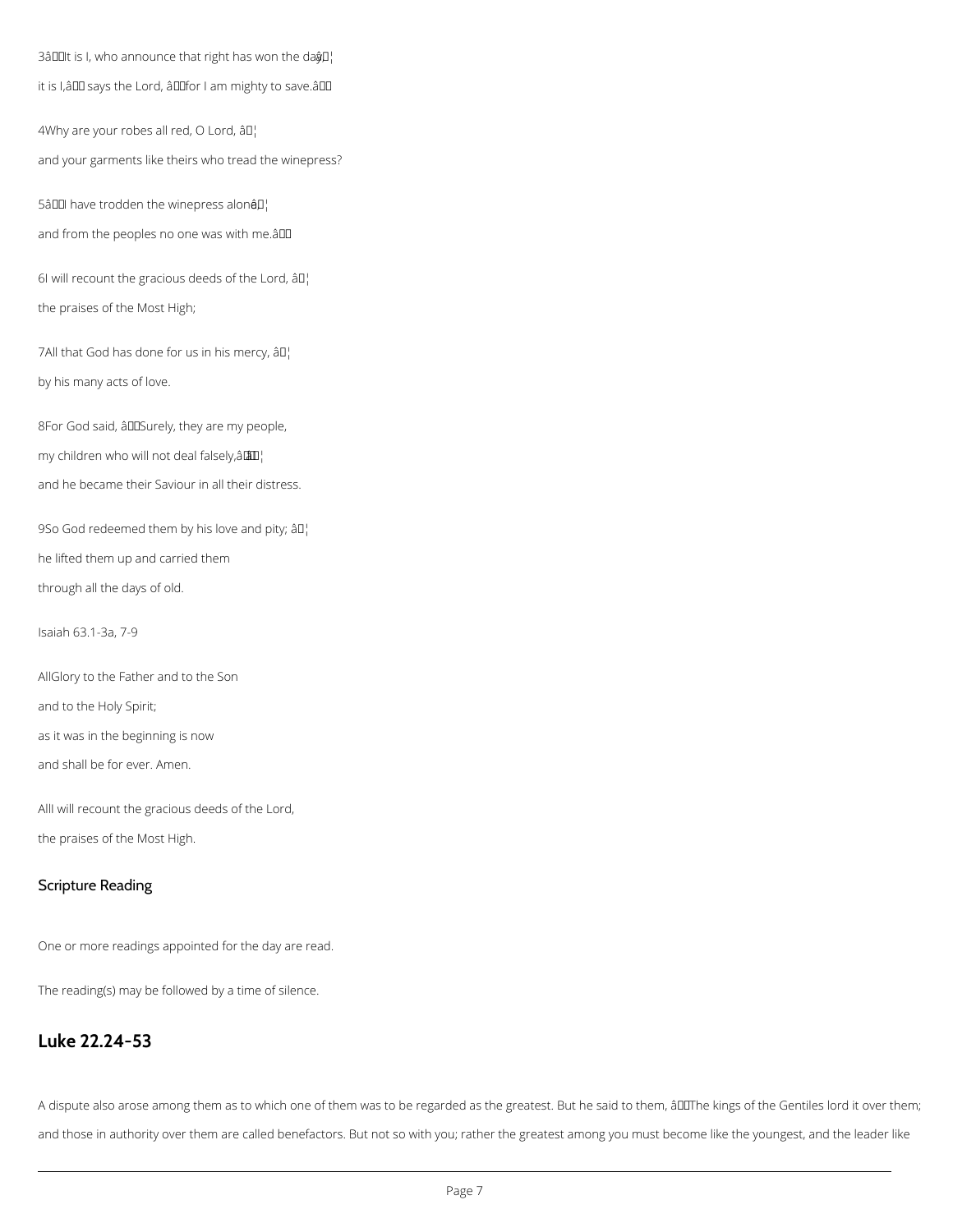3 'It is I, who announce that right has won the day, ¦

it is I,' says the Lord, 'for I am mighty to save.'

4 Why are your robes all red, O Lord, ¦

and your garments like theirs who tread the winepress?

5 'I have trodden the winepress alone, ¦

and from the peoples no one was with me.'

6 I will recount the gracious deeds of the Lord, ¦

the praises of the Most High;

7 All that God has done for us in his mercy, ¦

by his many acts of love.

8 For God said, 'Surely, they are my people,

my children who will not deal falsely,' ¦

and he became their Saviour in all their distress.

9 So God redeemed them by his love and pity; ¦

he lifted them up and carried them

through all the days of old.

Isaiah 63.1-3a, 7-9

All Glory to the Father and to the Son

and to the Holy Spirit;

as it was in the beginning is now

and shall be for ever. Amen.

All I will recount the gracious deeds of the Lord,

the praises of the Most High.

### Scripture Reading

One or more readings appointed for the day are read.

The reading(s) may be followed by a time of silence.

## Luke 22.24-53

A dispute also arose among them as to which one of them was to be regarded as the greatest. But he said to them, 'The kings of the Gentiles lord it over them; and those in authority over them are called benefactors. But not so with you; rather the greatest among you must become like the youngest, and the leader like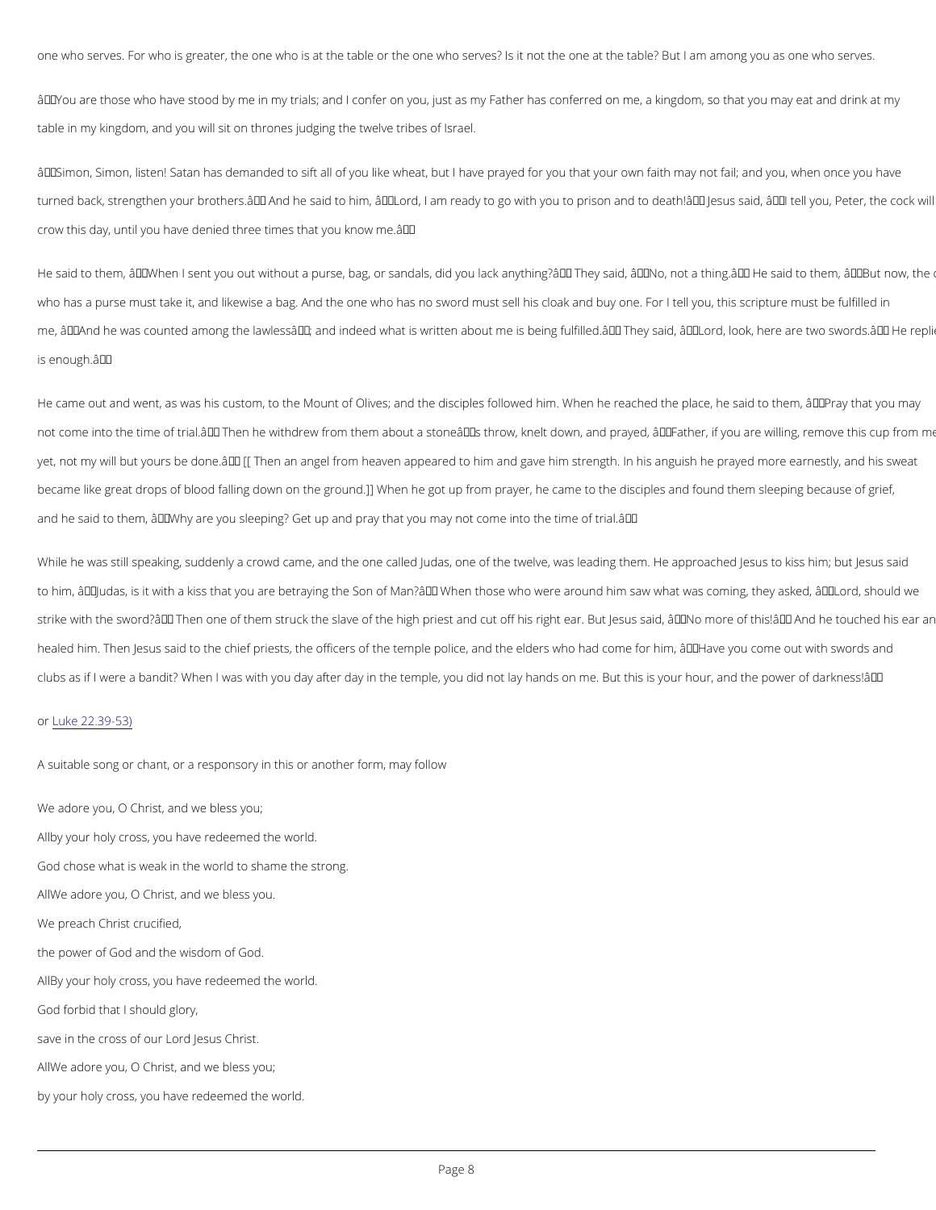one who serves. For who is greater, the one who is at the table or the one who serves? Is it not the one at the table? But I am among you as one who serves.

â€œYou are those who have stood by me in my trials; and I confer on you, just as my Father has conferred on me, a kingdom, so that you may eat and drink at my table in my kingdom, and you will sit on thrones judging the twelve tribes of Israel.

â€œSimon, Simon, listen! Satan has demanded to sift all of you like wheat, but I have prayed for you that your own faith may not fail; and you, when once you have turned back, strengthen your brothers.â€ And he said to him, â€œLord, I am ready to go with you to prison and to death!â€ Jesus said, â€œI tell you, Peter, the cock will crow this day, until you have denied three times that you know me.â€

He said to them, â€œWhen I sent you out without a purse, bag, or sandals, did you lack anything?â€ They said, â€œNo, not a thing.â€ He said to them, â€œBut now, the one who has a purse must take it, and likewise a bag. And the one who has no sword must sell his cloak and buy one. For I tell you, this scripture must be fulfilled in me, â€˜And he was counted among the lawlessâ€™; and indeed what is written about me is being fulfilled.â€ They said, â€œLord, look, here are two swords.â€ He replied is enough.â€

He came out and went, as was his custom, to the Mount of Olives; and the disciples followed him. When he reached the place, he said to them, â€œPray that you may not come into the time of trial.â€ Then he withdrew from them about a stoneâ€™s throw, knelt down, and prayed, â€œFather, if you are willing, remove this cup from me yet, not my will but yours be done.â€ [[ Then an angel from heaven appeared to him and gave him strength. In his anguish he prayed more earnestly, and his sweat became like great drops of blood falling down on the ground.]] When he got up from prayer, he came to the disciples and found them sleeping because of grief, and he said to them, â€œWhy are you sleeping? Get up and pray that you may not come into the time of trial.â€

While he was still speaking, suddenly a crowd came, and the one called Judas, one of the twelve, was leading them. He approached Jesus to kiss him; but Jesus said to him, â€œJudas, is it with a kiss that you are betraying the Son of Man?â€ When those who were around him saw what was coming, they asked, â€œLord, should we strike with the sword?â€ Then one of them struck the slave of the high priest and cut off his right ear. But Jesus said, â€œNo more of this!â€ And he touched his ear and healed him. Then Jesus said to the chief priests, the officers of the temple police, and the elders who had come for him, â€œHave you come out with swords and clubs as if I were a bandit? When I was with you day after day in the temple, you did not lay hands on me. But this is your hour, and the power of darkness!â€

or Luke 22.39-53)

A suitable song or chant, or a responsory in this or another form, may follow

We adore you, O Christ, and we bless you;

AllBy your holy cross, you have redeemed the world.

God chose what is weak in the world to shame the strong.

AllWe adore you, O Christ, and we bless you.

We preach Christ crucified,

the power of God and the wisdom of God.

AllBy your holy cross, you have redeemed the world.

God forbid that I should glory,

save in the cross of our Lord Jesus Christ.

AllWe adore you, O Christ, and we bless you;

by your holy cross, you have redeemed the world.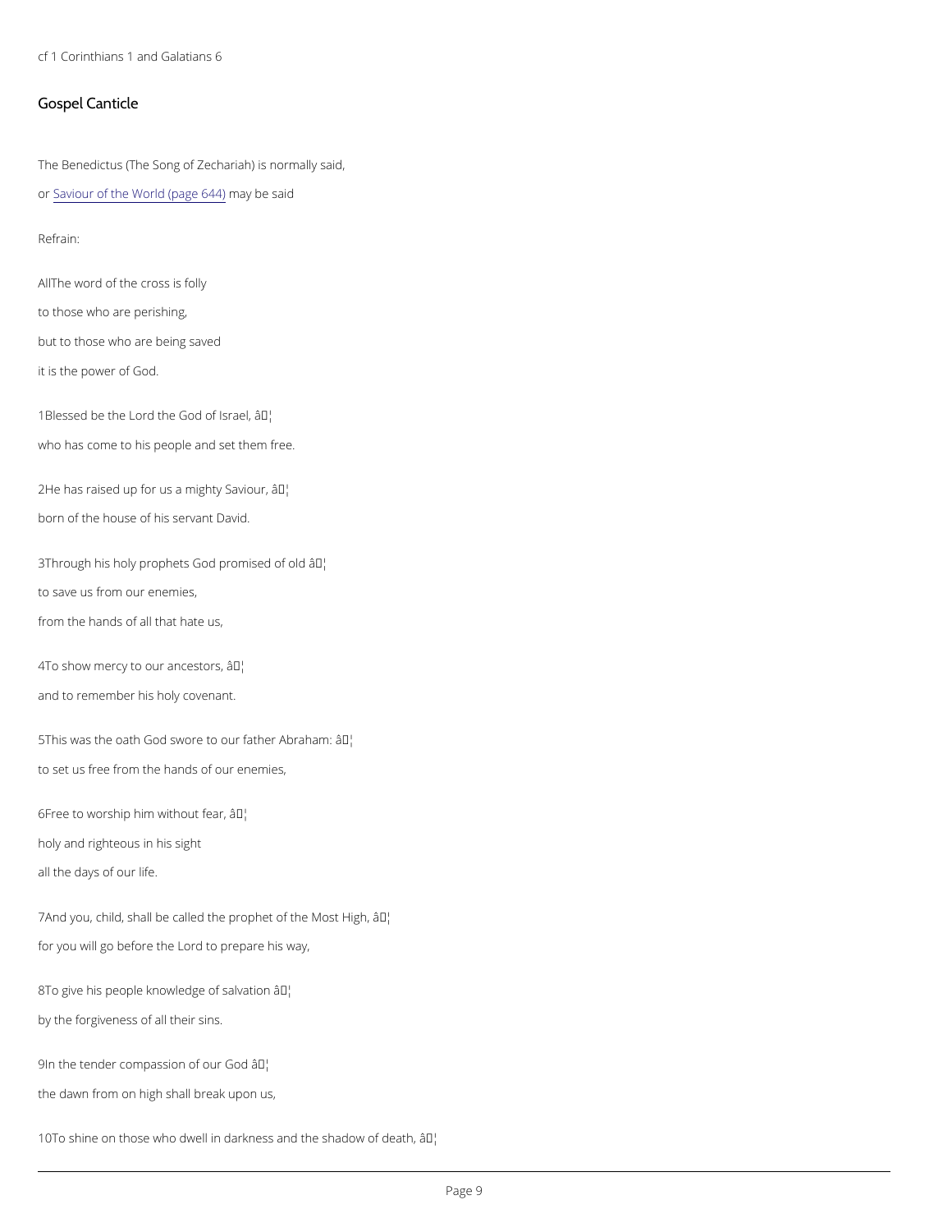cf 1 Corinthians 1 and Galatians 6

## Gospel Canticle

The Benedictus (The Song of Zechariah) is normally said,

or Saviour of the World (page 644) may be said

Refrain:

AllThe word of the cross is folly

to those who are perishing,

but to those who are being saved

it is the power of God.

1Blessed be the Lord the God of Israel, â¦

who has come to his people and set them free.

2He has raised up for us a mighty Saviour, â¦

born of the house of his servant David.

3Through his holy prophets God promised of old â¦

to save us from our enemies,

from the hands of all that hate us,

4To show mercy to our ancestors, â¦

and to remember his holy covenant.

5This was the oath God swore to our father Abraham: â¦

to set us free from the hands of our enemies,

6Free to worship him without fear, â¦

holy and righteous in his sight

all the days of our life.

7And you, child, shall be called the prophet of the Most High, â¦

for you will go before the Lord to prepare his way,

8To give his people knowledge of salvation â¦

by the forgiveness of all their sins.

9In the tender compassion of our God â¦

the dawn from on high shall break upon us,

10To shine on those who dwell in darkness and the shadow of death, â¦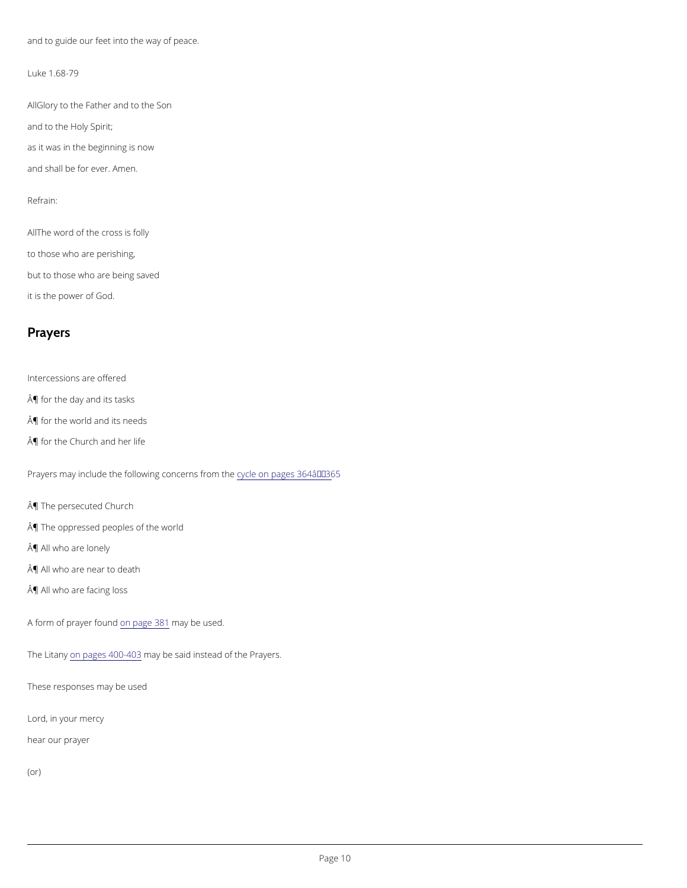and to guide our feet into the way of peace.

Luke 1.68-79

AllGlory to the Father and to the Son

and to the Holy Spirit;

as it was in the beginning is now

and shall be for ever. Amen.

Refrain:

AllThe word of the cross is folly

to those who are perishing,

but to those who are being saved

it is the power of God.

## Prayers

Intercessions are offered

Â¶ for the day and its tasks

Â¶ for the world and its needs

Â¶ for the Church and her life

Prayers may include the following concerns from the cycle on pages 364â365

Â¶ The persecuted Church

Â¶ The oppressed peoples of the world

Â¶ All who are lonely

Â¶ All who are near to death

Â¶ All who are facing loss

A form of prayer found on page 381 may be used.

The Litany on pages 400-403 may be said instead of the Prayers.

These responses may be used

Lord, in your mercy

hear our prayer

(or)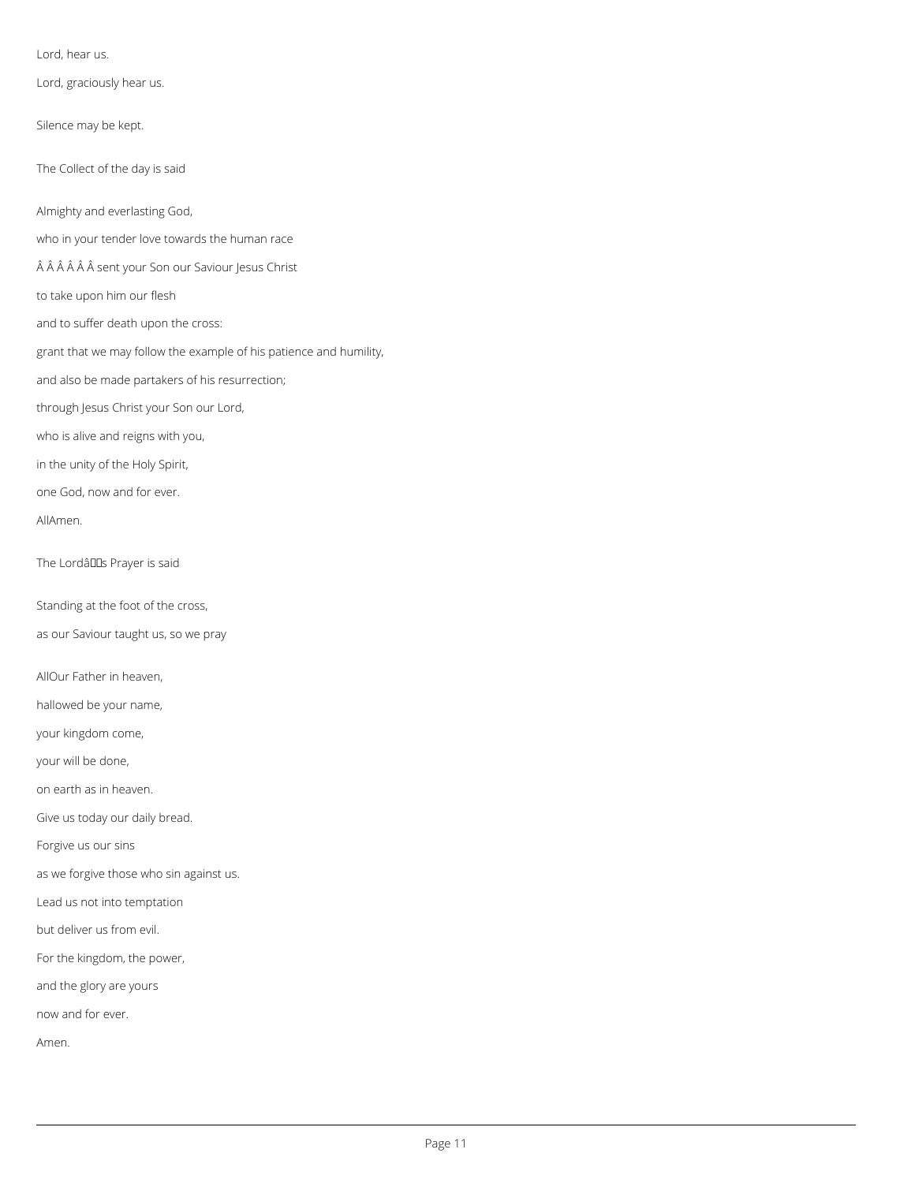Lord, hear us.

Lord, graciously hear us.

Silence may be kept.

The Collect of the day is said

Almighty and everlasting God,

who in your tender love towards the human race

Â Â Â Â Â Â sent your Son our Saviour Jesus Christ

to take upon him our flesh

and to suffer death upon the cross:

grant that we may follow the example of his patience and humility,

and also be made partakers of his resurrection;

through Jesus Christ your Son our Lord,

who is alive and reigns with you,

in the unity of the Holy Spirit,

one God, now and for ever.

AllAmen.

The Lordâs Prayer is said

Standing at the foot of the cross,

as our Saviour taught us, so we pray

AllOur Father in heaven,

hallowed be your name,

your kingdom come,

your will be done,

on earth as in heaven.

Give us today our daily bread.

Forgive us our sins

as we forgive those who sin against us.

Lead us not into temptation

but deliver us from evil.

For the kingdom, the power,

and the glory are yours

now and for ever.

Amen.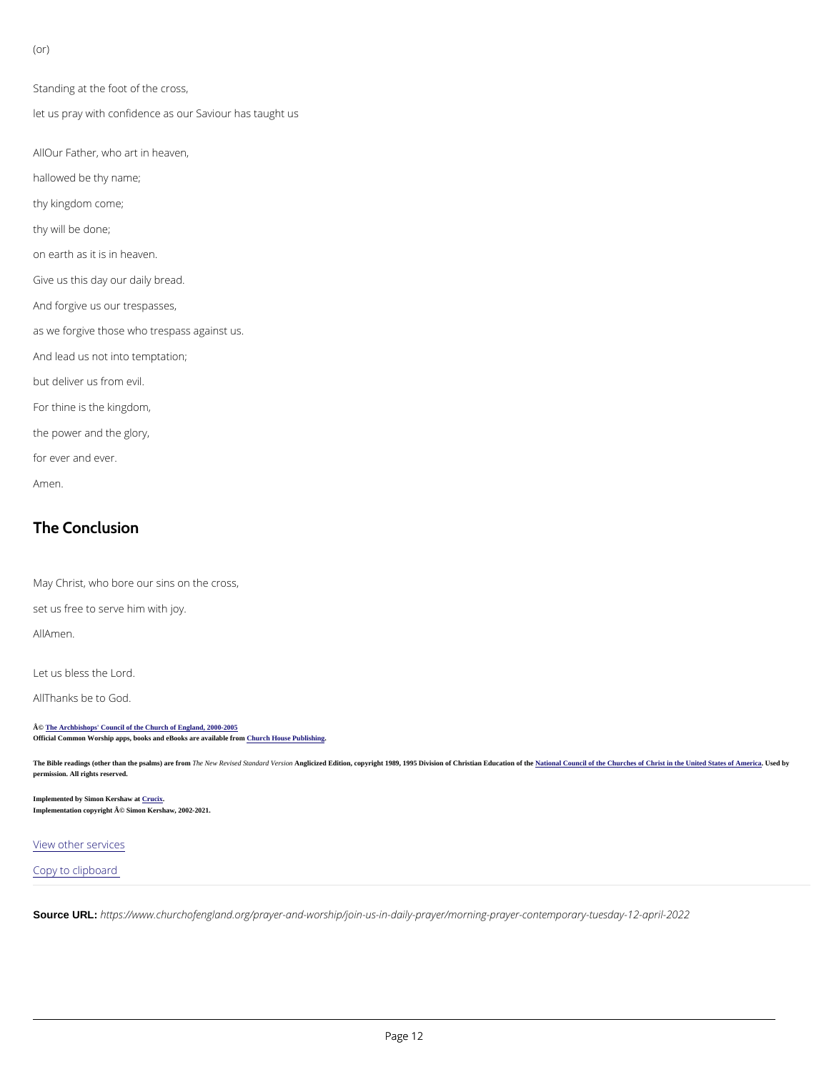(or)

Standing at the foot of the cross,

let us pray with confidence as our Saviour has taught us

AllOur Father, who art in heaven,

hallowed be thy name;

thy kingdom come;

thy will be done;

on earth as it is in heaven.

Give us this day our daily bread.

And forgive us our trespasses,

as we forgive those who trespass against us.

And lead us not into temptation;

but deliver us from evil.

For thine is the kingdom,

the power and the glory,

for ever and ever.

Amen.

## The Conclusion

May Christ, who bore our sins on the cross,

set us free to serve him with joy.

AllAmen.

Let us bless the Lord.

AllThanks be to God.

Â© The Archbishops' Council of the Church of England, 2000-2005
**Official Common Worship apps, books and eBooks are available from Church House Publishing.**

**The Bible readings (other than the psalms) are from** *The New Revised Standard Version* **Anglicized Edition, copyright 1989, 1995 Division of Christian Education of the National Council of the Churches of Christ in the United States of America. Used by permission. All rights reserved.**

**Implemented by Simon Kershaw at Crucix.**
**Implementation copyright Â© Simon Kershaw, 2002-2021.**

View other services

Copy to clipboard

**Source URL:** *https://www.churchofengland.org/prayer-and-worship/join-us-in-daily-prayer/morning-prayer-contemporary-tuesday-12-april-2022*